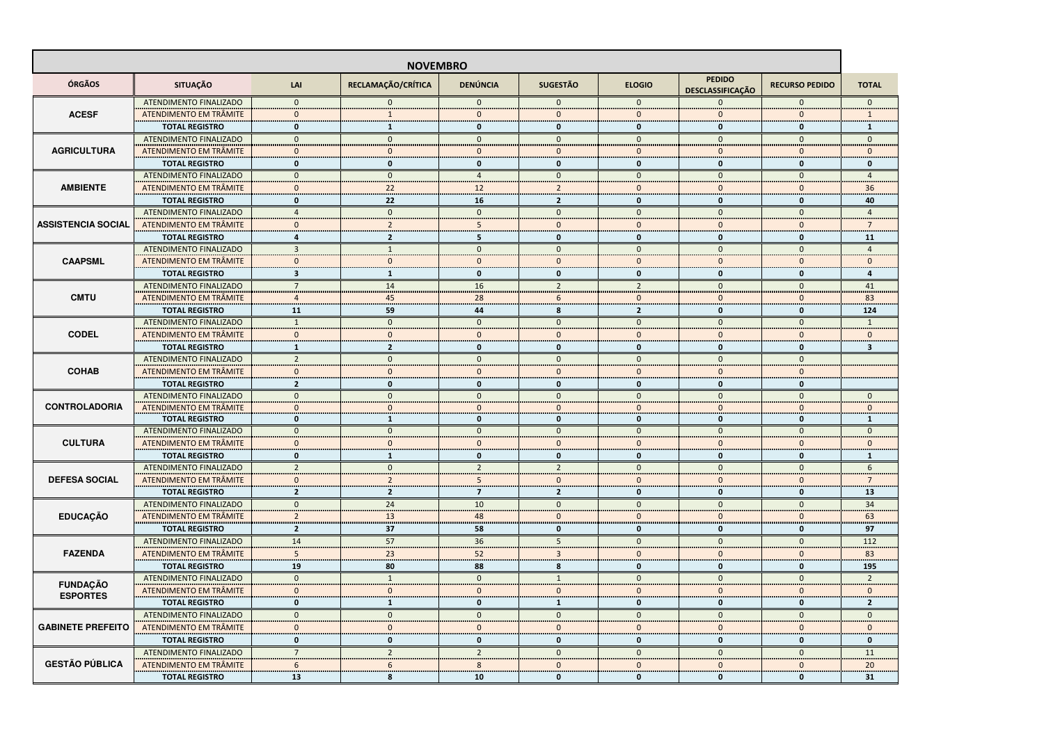# NOVEMBRO

| ÓRGÃOS | SITUAÇÃO | LAI | RECLAMAÇÃO/CRÍTICA | DENÚNCIA | SUGESTÃO | ELOGIO | PEDIDO DESCLASSIFICAÇÃO | RECURSO PEDIDO | TOTAL |
|---|---|---|---|---|---|---|---|---|---|
| ACESF | ATENDIMENTO FINALIZADO | 0 | 0 | 0 | 0 | 0 | 0 | 0 | 0 |
| | ATENDIMENTO EM TRÂMITE | 0 | 1 | 0 | 0 | 0 | 0 | 0 | 1 |
| | **TOTAL REGISTRO** | **0** | **1** | **0** | **0** | **0** | **0** | **0** | **1** |
| AGRICULTURA | ATENDIMENTO FINALIZADO | 0 | 0 | 0 | 0 | 0 | 0 | 0 | 0 |
| | ATENDIMENTO EM TRÂMITE | 0 | 0 | 0 | 0 | 0 | 0 | 0 | 0 |
| | **TOTAL REGISTRO** | **0** | **0** | **0** | **0** | **0** | **0** | **0** | **0** |
| AMBIENTE | ATENDIMENTO FINALIZADO | 0 | 0 | 4 | 0 | 0 | 0 | 0 | 4 |
| | ATENDIMENTO EM TRÂMITE | 0 | 22 | 12 | 2 | 0 | 0 | 0 | 36 |
| | **TOTAL REGISTRO** | **0** | **22** | **16** | **2** | **0** | **0** | **0** | **40** |
| ASSISTENCIA SOCIAL | ATENDIMENTO FINALIZADO | 4 | 0 | 0 | 0 | 0 | 0 | 0 | 4 |
| | ATENDIMENTO EM TRÂMITE | 0 | 2 | 5 | 0 | 0 | 0 | 0 | 7 |
| | **TOTAL REGISTRO** | **4** | **2** | **5** | **0** | **0** | **0** | **0** | **11** |
| CAAPSML | ATENDIMENTO FINALIZADO | 3 | 1 | 0 | 0 | 0 | 0 | 0 | 4 |
| | ATENDIMENTO EM TRÂMITE | 0 | 0 | 0 | 0 | 0 | 0 | 0 | 0 |
| | **TOTAL REGISTRO** | **3** | **1** | **0** | **0** | **0** | **0** | **0** | **4** |
| CMTU | ATENDIMENTO FINALIZADO | 7 | 14 | 16 | 2 | 2 | 0 | 0 | 41 |
| | ATENDIMENTO EM TRÂMITE | 4 | 45 | 28 | 6 | 0 | 0 | 0 | 83 |
| | **TOTAL REGISTRO** | **11** | **59** | **44** | **8** | **2** | **0** | **0** | **124** |
| CODEL | ATENDIMENTO FINALIZADO | 1 | 0 | 0 | 0 | 0 | 0 | 0 | 1 |
| | ATENDIMENTO EM TRÂMITE | 0 | 0 | 0 | 0 | 0 | 0 | 0 | 0 |
| | **TOTAL REGISTRO** | **1** | **2** | **0** | **0** | **0** | **0** | **0** | **3** |
| COHAB | ATENDIMENTO FINALIZADO | 2 | 0 | 0 | 0 | 0 | 0 | 0 | |
| | ATENDIMENTO EM TRÂMITE | 0 | 0 | 0 | 0 | 0 | 0 | 0 | |
| | **TOTAL REGISTRO** | **2** | **0** | **0** | **0** | **0** | **0** | **0** | |
| CONTROLADORIA | ATENDIMENTO FINALIZADO | 0 | 0 | 0 | 0 | 0 | 0 | 0 | 0 |
| | ATENDIMENTO EM TRÂMITE | 0 | 0 | 0 | 0 | 0 | 0 | 0 | 0 |
| | **TOTAL REGISTRO** | **0** | **1** | **0** | **0** | **0** | **0** | **0** | **1** |
| CULTURA | ATENDIMENTO FINALIZADO | 0 | 0 | 0 | 0 | 0 | 0 | 0 | 0 |
| | ATENDIMENTO EM TRÂMITE | 0 | 0 | 0 | 0 | 0 | 0 | 0 | 0 |
| | **TOTAL REGISTRO** | **0** | **1** | **0** | **0** | **0** | **0** | **0** | **1** |
| DEFESA SOCIAL | ATENDIMENTO FINALIZADO | 2 | 0 | 2 | 2 | 0 | 0 | 0 | 6 |
| | ATENDIMENTO EM TRÂMITE | 0 | 2 | 5 | 0 | 0 | 0 | 0 | 7 |
| | **TOTAL REGISTRO** | **2** | **2** | **7** | **2** | **0** | **0** | **0** | **13** |
| EDUCAÇÃO | ATENDIMENTO FINALIZADO | 0 | 24 | 10 | 0 | 0 | 0 | 0 | 34 |
| | ATENDIMENTO EM TRÂMITE | 2 | 13 | 48 | 0 | 0 | 0 | 0 | 63 |
| | **TOTAL REGISTRO** | **2** | **37** | **58** | **0** | **0** | **0** | **0** | **97** |
| FAZENDA | ATENDIMENTO FINALIZADO | 14 | 57 | 36 | 5 | 0 | 0 | 0 | 112 |
| | ATENDIMENTO EM TRÂMITE | 5 | 23 | 52 | 3 | 0 | 0 | 0 | 83 |
| | **TOTAL REGISTRO** | **19** | **80** | **88** | **8** | **0** | **0** | **0** | **195** |
| FUNDAÇÃO ESPORTES | ATENDIMENTO FINALIZADO | 0 | 1 | 0 | 1 | 0 | 0 | 0 | 2 |
| | ATENDIMENTO EM TRÂMITE | 0 | 0 | 0 | 0 | 0 | 0 | 0 | 0 |
| | **TOTAL REGISTRO** | **0** | **1** | **0** | **1** | **0** | **0** | **0** | **2** |
| GABINETE PREFEITO | ATENDIMENTO FINALIZADO | 0 | 0 | 0 | 0 | 0 | 0 | 0 | 0 |
| | ATENDIMENTO EM TRÂMITE | 0 | 0 | 0 | 0 | 0 | 0 | 0 | 0 |
| | **TOTAL REGISTRO** | **0** | **0** | **0** | **0** | **0** | **0** | **0** | **0** |
| GESTÃO PÚBLICA | ATENDIMENTO FINALIZADO | 7 | 2 | 2 | 0 | 0 | 0 | 0 | 11 |
| | ATENDIMENTO EM TRÂMITE | 6 | 6 | 8 | 0 | 0 | 0 | 0 | 20 |
| | **TOTAL REGISTRO** | **13** | **8** | **10** | **0** | **0** | **0** | **0** | **31** |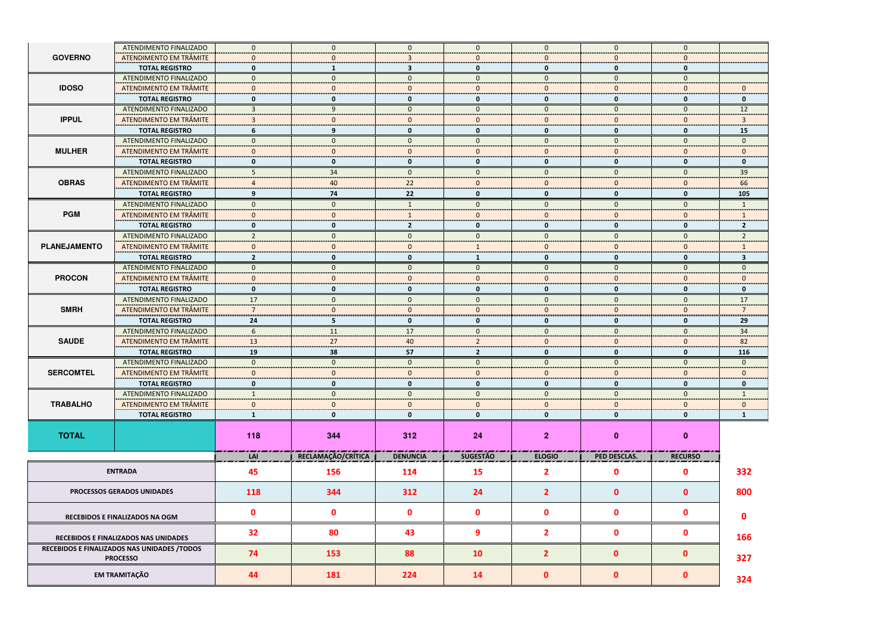| | | | | | | | | | |
|---|---|---|---|---|---|---|---|---|---|
| **GOVERNO** | ATENDIMENTO FINALIZADO | 0 | 0 | 0 | 0 | 0 | 0 | 0 | |
| | ATENDIMENTO EM TRÂMITE | 0 | 0 | 3 | 0 | 0 | 0 | 0 | |
| | **TOTAL REGISTRO** | **0** | **1** | **3** | **0** | **0** | **0** | **0** | |
| **IDOSO** | ATENDIMENTO FINALIZADO | 0 | 0 | 0 | 0 | 0 | 0 | 0 | |
| | ATENDIMENTO EM TRÂMITE | 0 | 0 | 0 | 0 | 0 | 0 | 0 | 0 |
| | **TOTAL REGISTRO** | **0** | **0** | **0** | **0** | **0** | **0** | **0** | **0** |
| **IPPUL** | ATENDIMENTO FINALIZADO | 3 | 9 | 0 | 0 | 0 | 0 | 0 | 12 |
| | ATENDIMENTO EM TRÂMITE | 3 | 0 | 0 | 0 | 0 | 0 | 0 | 3 |
| | **TOTAL REGISTRO** | **6** | **9** | **0** | **0** | **0** | **0** | **0** | **15** |
| **MULHER** | ATENDIMENTO FINALIZADO | 0 | 0 | 0 | 0 | 0 | 0 | 0 | 0 |
| | ATENDIMENTO EM TRÂMITE | 0 | 0 | 0 | 0 | 0 | 0 | 0 | 0 |
| | **TOTAL REGISTRO** | **0** | **0** | **0** | **0** | **0** | **0** | **0** | **0** |
| **OBRAS** | ATENDIMENTO FINALIZADO | 5 | 34 | 0 | 0 | 0 | 0 | 0 | 39 |
| | ATENDIMENTO EM TRÂMITE | 4 | 40 | 22 | 0 | 0 | 0 | 0 | 66 |
| | **TOTAL REGISTRO** | **9** | **74** | **22** | **0** | **0** | **0** | **0** | **105** |
| **PGM** | ATENDIMENTO FINALIZADO | 0 | 0 | 1 | 0 | 0 | 0 | 0 | 1 |
| | ATENDIMENTO EM TRÂMITE | 0 | 0 | 1 | 0 | 0 | 0 | 0 | 1 |
| | **TOTAL REGISTRO** | **0** | **0** | **2** | **0** | **0** | **0** | **0** | **2** |
| **PLANEJAMENTO** | ATENDIMENTO FINALIZADO | 2 | 0 | 0 | 0 | 0 | 0 | 0 | 2 |
| | ATENDIMENTO EM TRÂMITE | 0 | 0 | 0 | 1 | 0 | 0 | 0 | 1 |
| | **TOTAL REGISTRO** | **2** | **0** | **0** | **1** | **0** | **0** | **0** | **3** |
| **PROCON** | ATENDIMENTO FINALIZADO | 0 | 0 | 0 | 0 | 0 | 0 | 0 | 0 |
| | ATENDIMENTO EM TRÂMITE | 0 | 0 | 0 | 0 | 0 | 0 | 0 | 0 |
| | **TOTAL REGISTRO** | **0** | **0** | **0** | **0** | **0** | **0** | **0** | **0** |
| **SMRH** | ATENDIMENTO FINALIZADO | 17 | 0 | 0 | 0 | 0 | 0 | 0 | 17 |
| | ATENDIMENTO EM TRÂMITE | 7 | 0 | 0 | 0 | 0 | 0 | 0 | 7 |
| | **TOTAL REGISTRO** | **24** | **5** | **0** | **0** | **0** | **0** | **0** | **29** |
| **SAUDE** | ATENDIMENTO FINALIZADO | 6 | 11 | 17 | 0 | 0 | 0 | 0 | 34 |
| | ATENDIMENTO EM TRÂMITE | 13 | 27 | 40 | 2 | 0 | 0 | 0 | 82 |
| | **TOTAL REGISTRO** | **19** | **38** | **57** | **2** | **0** | **0** | **0** | **116** |
| **SERCOMTEL** | ATENDIMENTO FINALIZADO | 0 | 0 | 0 | 0 | 0 | 0 | 0 | 0 |
| | ATENDIMENTO EM TRÂMITE | 0 | 0 | 0 | 0 | 0 | 0 | 0 | 0 |
| | **TOTAL REGISTRO** | **0** | **0** | **0** | **0** | **0** | **0** | **0** | **0** |
| **TRABALHO** | ATENDIMENTO FINALIZADO | 1 | 0 | 0 | 0 | 0 | 0 | 0 | 1 |
| | ATENDIMENTO EM TRÂMITE | 0 | 0 | 0 | 0 | 0 | 0 | 0 | 0 |
| | **TOTAL REGISTRO** | **1** | **0** | **0** | **0** | **0** | **0** | **0** | **1** |
| **TOTAL** | | **118** | **344** | **312** | **24** | **2** | **0** | **0** | |

| | LAI | RECLAMAÇÃO/CRÍTICA | DENUNCIA | SUGESTÃO | ELOGIO | PED DESCLAS. | RECURSO | |
|---|---|---|---|---|---|---|---|---|
| **ENTRADA** | **45** | **156** | **114** | **15** | **2** | **0** | **0** | **332** |
| **PROCESSOS GERADOS UNIDADES** | **118** | **344** | **312** | **24** | **2** | **0** | **0** | **800** |
| **RECEBIDOS E FINALIZADOS NA OGM** | **0** | **0** | **0** | **0** | **0** | **0** | **0** | **0** |
| **RECEBIDOS E FINALIZADOS NAS UNIDADES** | **32** | **80** | **43** | **9** | **2** | **0** | **0** | **166** |
| **RECEBIDOS E FINALIZADOS NAS UNIDADES /TODOS PROCESSO** | **74** | **153** | **88** | **10** | **2** | **0** | **0** | **327** |
| **EM TRAMITAÇÃO** | **44** | **181** | **224** | **14** | **0** | **0** | **0** | **324** |